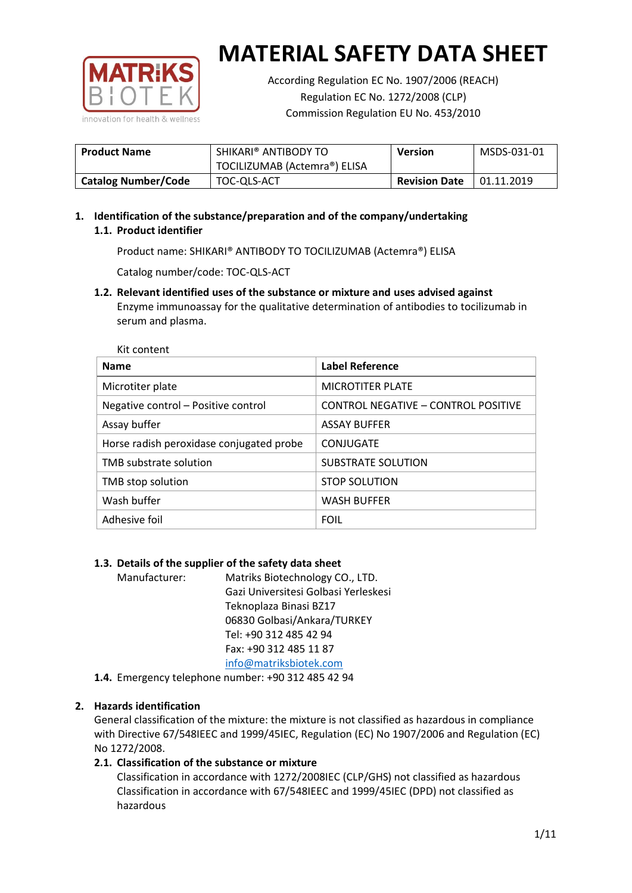# MATERIAL SAFETY DATA SHEET

According Regulation EC No. 1907/2006 (REACH)
Regulation EC No. 1272/2008 (CLP)
Commission Regulation EU No. 453/2010

| **Product Name** | SHIKARI® ANTIBODY TO TOCILIZUMAB (Actemra®) ELISA | **Version** | MSDS-031-01 |
|---|---|---|---|
| **Catalog Number/Code** | TOC-QLS-ACT | **Revision Date** | 01.11.2019 |

## 1. Identification of the substance/preparation and of the company/undertaking

### 1.1. Product identifier

Product name: SHIKARI® ANTIBODY TO TOCILIZUMAB (Actemra®) ELISA

Catalog number/code: TOC-QLS-ACT

### 1.2. Relevant identified uses of the substance or mixture and uses advised against

Enzyme immunoassay for the qualitative determination of antibodies to tocilizumab in serum and plasma.

Kit content

| **Name** | **Label Reference** |
|---|---|
| Microtiter plate | MICROTITER PLATE |
| Negative control – Positive control | CONTROL NEGATIVE – CONTROL POSITIVE |
| Assay buffer | ASSAY BUFFER |
| Horse radish peroxidase conjugated probe | CONJUGATE |
| TMB substrate solution | SUBSTRATE SOLUTION |
| TMB stop solution | STOP SOLUTION |
| Wash buffer | WASH BUFFER |
| Adhesive foil | FOIL |

### 1.3. Details of the supplier of the safety data sheet

Manufacturer: Matriks Biotechnology CO., LTD.
Gazi Universitesi Golbasi Yerleskesi
Teknoplaza Binasi BZ17
06830 Golbasi/Ankara/TURKEY
Tel: +90 312 485 42 94
Fax: +90 312 485 11 87
info@matriksbiotek.com

### 1.4. Emergency telephone number: +90 312 485 42 94

## 2. Hazards identification

General classification of the mixture: the mixture is not classified as hazardous in compliance with Directive 67/548IEEC and 1999/45IEC, Regulation (EC) No 1907/2006 and Regulation (EC) No 1272/2008.

### 2.1. Classification of the substance or mixture

Classification in accordance with 1272/2008IEC (CLP/GHS) not classified as hazardous
Classification in accordance with 67/548IEEC and 1999/45IEC (DPD) not classified as hazardous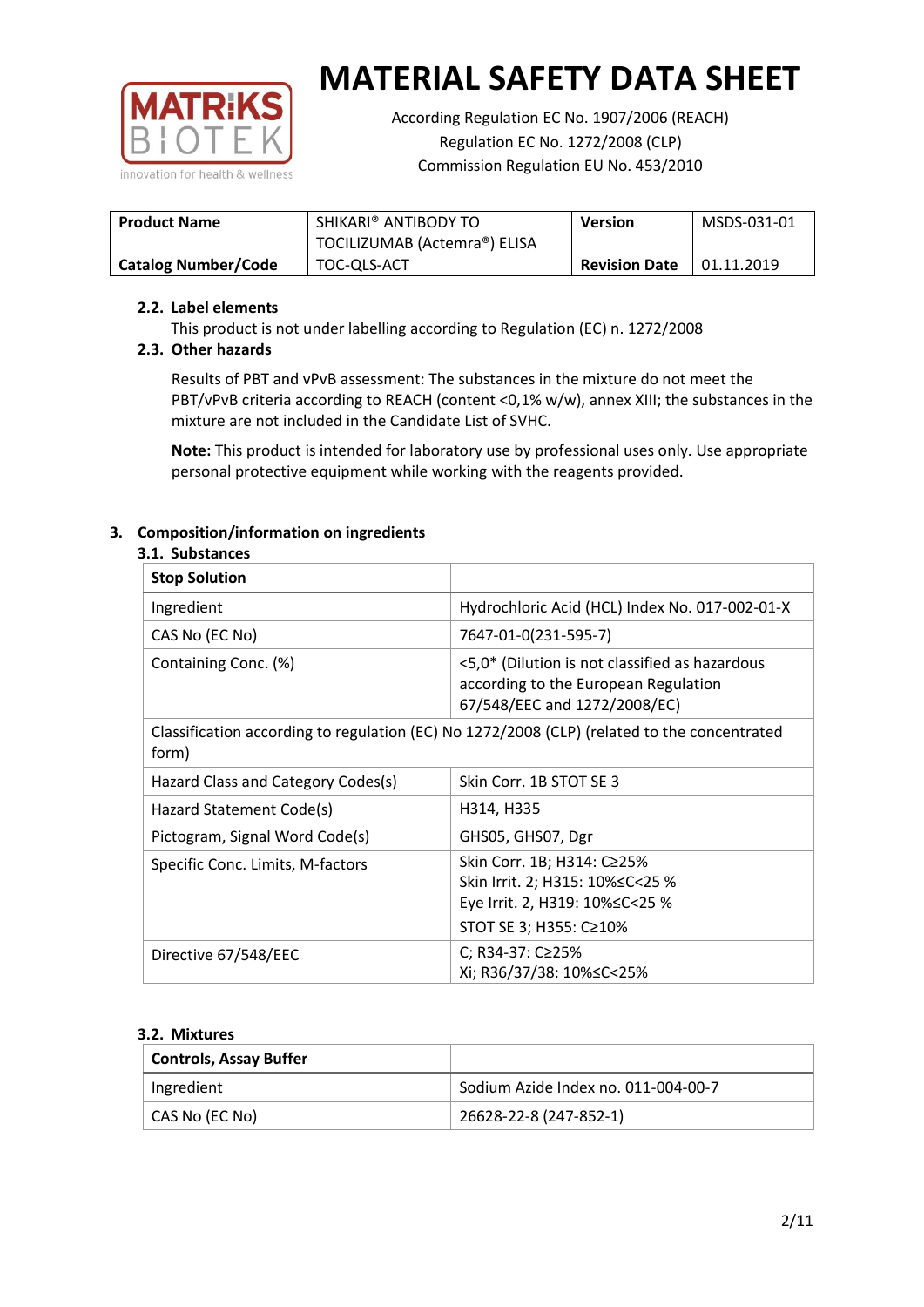# MATERIAL SAFETY DATA SHEET

According Regulation EC No. 1907/2006 (REACH)
Regulation EC No. 1272/2008 (CLP)
Commission Regulation EU No. 453/2010

| **Product Name** | SHIKARI® ANTIBODY TO TOCILIZUMAB (Actemra®) ELISA | **Version** | MSDS-031-01 |
|---|---|---|---|
| **Catalog Number/Code** | TOC-QLS-ACT | **Revision Date** | 01.11.2019 |

### 2.2. Label elements

This product is not under labelling according to Regulation (EC) n. 1272/2008

### 2.3. Other hazards

Results of PBT and vPvB assessment: The substances in the mixture do not meet the PBT/vPvB criteria according to REACH (content <0,1% w/w), annex XIII; the substances in the mixture are not included in the Candidate List of SVHC.

**Note:** This product is intended for laboratory use by professional uses only. Use appropriate personal protective equipment while working with the reagents provided.

## 3. Composition/information on ingredients

### 3.1. Substances

| **Stop Solution** | |
|---|---|
| Ingredient | Hydrochloric Acid (HCL) Index No. 017-002-01-X |
| CAS No (EC No) | 7647-01-0(231-595-7) |
| Containing Conc. (%) | <5,0* (Dilution is not classified as hazardous according to the European Regulation 67/548/EEC and 1272/2008/EC) |
| Classification according to regulation (EC) No 1272/2008 (CLP) (related to the concentrated form) | |
| Hazard Class and Category Codes(s) | Skin Corr. 1B STOT SE 3 |
| Hazard Statement Code(s) | H314, H335 |
| Pictogram, Signal Word Code(s) | GHS05, GHS07, Dgr |
| Specific Conc. Limits, M-factors | Skin Corr. 1B; H314: C≥25%<br>Skin Irrit. 2; H315: 10%≤C<25 %<br>Eye Irrit. 2, H319: 10%≤C<25 %<br>STOT SE 3; H355: C≥10% |
| Directive 67/548/EEC | C; R34-37: C≥25%<br>Xi; R36/37/38: 10%≤C<25% |

### 3.2. Mixtures

| **Controls, Assay Buffer** | |
|---|---|
| Ingredient | Sodium Azide Index no. 011-004-00-7 |
| CAS No (EC No) | 26628-22-8 (247-852-1) |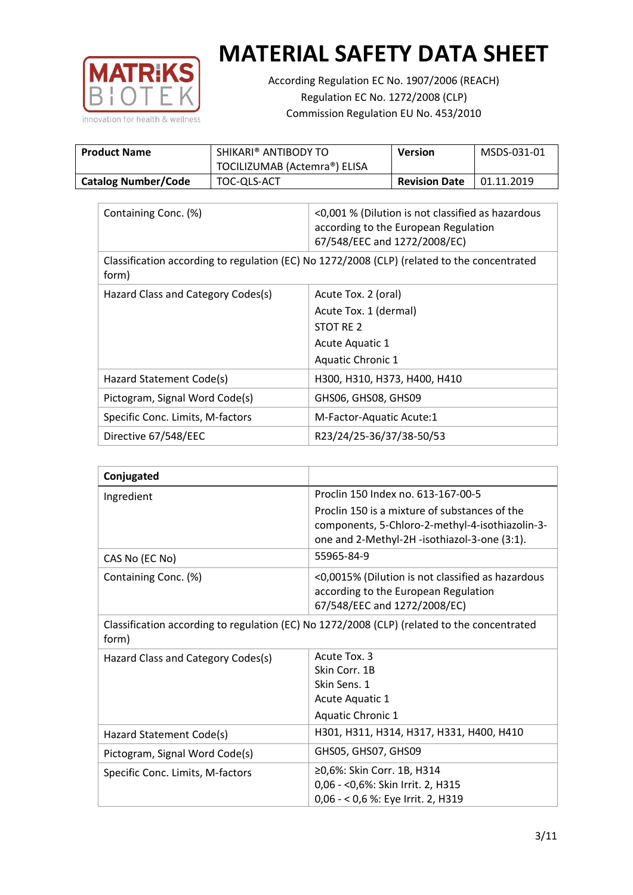# MATERIAL SAFETY DATA SHEET

According Regulation EC No. 1907/2006 (REACH)
Regulation EC No. 1272/2008 (CLP)
Commission Regulation EU No. 453/2010

| **Product Name** | SHIKARI® ANTIBODY TO TOCILIZUMAB (Actemra®) ELISA | **Version** | MSDS-031-01 |
|---|---|---|---|
| **Catalog Number/Code** | TOC-QLS-ACT | **Revision Date** | 01.11.2019 |

| | |
|---|---|
| Containing Conc. (%) | <0,001 % (Dilution is not classified as hazardous according to the European Regulation 67/548/EEC and 1272/2008/EC) |
| Classification according to regulation (EC) No 1272/2008 (CLP) (related to the concentrated form) | |
| Hazard Class and Category Codes(s) | Acute Tox. 2 (oral)<br>Acute Tox. 1 (dermal)<br>STOT RE 2<br>Acute Aquatic 1<br>Aquatic Chronic 1 |
| Hazard Statement Code(s) | H300, H310, H373, H400, H410 |
| Pictogram, Signal Word Code(s) | GHS06, GHS08, GHS09 |
| Specific Conc. Limits, M-factors | M-Factor-Aquatic Acute:1 |
| Directive 67/548/EEC | R23/24/25-36/37/38-50/53 |

| **Conjugated** | |
|---|---|
| Ingredient | Proclin 150 Index no. 613-167-00-5<br>Proclin 150 is a mixture of substances of the components, 5-Chloro-2-methyl-4-isothiazolin-3-one and 2-Methyl-2H -isothiazol-3-one (3:1). |
| CAS No (EC No) | 55965-84-9 |
| Containing Conc. (%) | <0,0015% (Dilution is not classified as hazardous according to the European Regulation 67/548/EEC and 1272/2008/EC) |
| Classification according to regulation (EC) No 1272/2008 (CLP) (related to the concentrated form) | |
| Hazard Class and Category Codes(s) | Acute Tox. 3<br>Skin Corr. 1B<br>Skin Sens. 1<br>Acute Aquatic 1<br>Aquatic Chronic 1 |
| Hazard Statement Code(s) | H301, H311, H314, H317, H331, H400, H410 |
| Pictogram, Signal Word Code(s) | GHS05, GHS07, GHS09 |
| Specific Conc. Limits, M-factors | ≥0,6%: Skin Corr. 1B, H314<br>0,06 - <0,6%: Skin Irrit. 2, H315<br>0,06 - < 0,6 %: Eye Irrit. 2, H319 |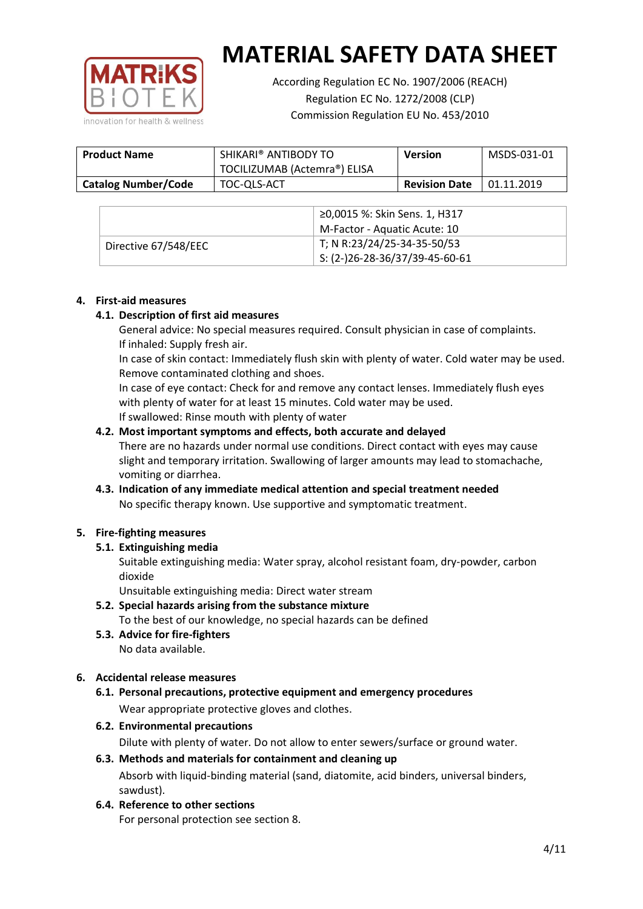# MATERIAL SAFETY DATA SHEET

According Regulation EC No. 1907/2006 (REACH)
Regulation EC No. 1272/2008 (CLP)
Commission Regulation EU No. 453/2010

| Product Name | SHIKARI® ANTIBODY TO TOCILIZUMAB (Actemra®) ELISA | Version | MSDS-031-01 |
|---|---|---|---|
| Catalog Number/Code | TOC-QLS-ACT | Revision Date | 01.11.2019 |

| | |
|---|---|
| | ≥0,0015 %: Skin Sens. 1, H317<br>M-Factor - Aquatic Acute: 10 |
| Directive 67/548/EEC | T; N R:23/24/25-34-35-50/53<br>S: (2-)26-28-36/37/39-45-60-61 |

## 4. First-aid measures

### 4.1. Description of first aid measures

General advice: No special measures required. Consult physician in case of complaints.
If inhaled: Supply fresh air.
In case of skin contact: Immediately flush skin with plenty of water. Cold water may be used. Remove contaminated clothing and shoes.
In case of eye contact: Check for and remove any contact lenses. Immediately flush eyes with plenty of water for at least 15 minutes. Cold water may be used.
If swallowed: Rinse mouth with plenty of water

### 4.2. Most important symptoms and effects, both accurate and delayed

There are no hazards under normal use conditions. Direct contact with eyes may cause slight and temporary irritation. Swallowing of larger amounts may lead to stomachache, vomiting or diarrhea.

### 4.3. Indication of any immediate medical attention and special treatment needed

No specific therapy known. Use supportive and symptomatic treatment.

## 5. Fire-fighting measures

### 5.1. Extinguishing media

Suitable extinguishing media: Water spray, alcohol resistant foam, dry-powder, carbon dioxide
Unsuitable extinguishing media: Direct water stream

### 5.2. Special hazards arising from the substance mixture

To the best of our knowledge, no special hazards can be defined

### 5.3. Advice for fire-fighters

No data available.

## 6. Accidental release measures

### 6.1. Personal precautions, protective equipment and emergency procedures

Wear appropriate protective gloves and clothes.

### 6.2. Environmental precautions

Dilute with plenty of water. Do not allow to enter sewers/surface or ground water.

### 6.3. Methods and materials for containment and cleaning up

Absorb with liquid-binding material (sand, diatomite, acid binders, universal binders, sawdust).

### 6.4. Reference to other sections

For personal protection see section 8.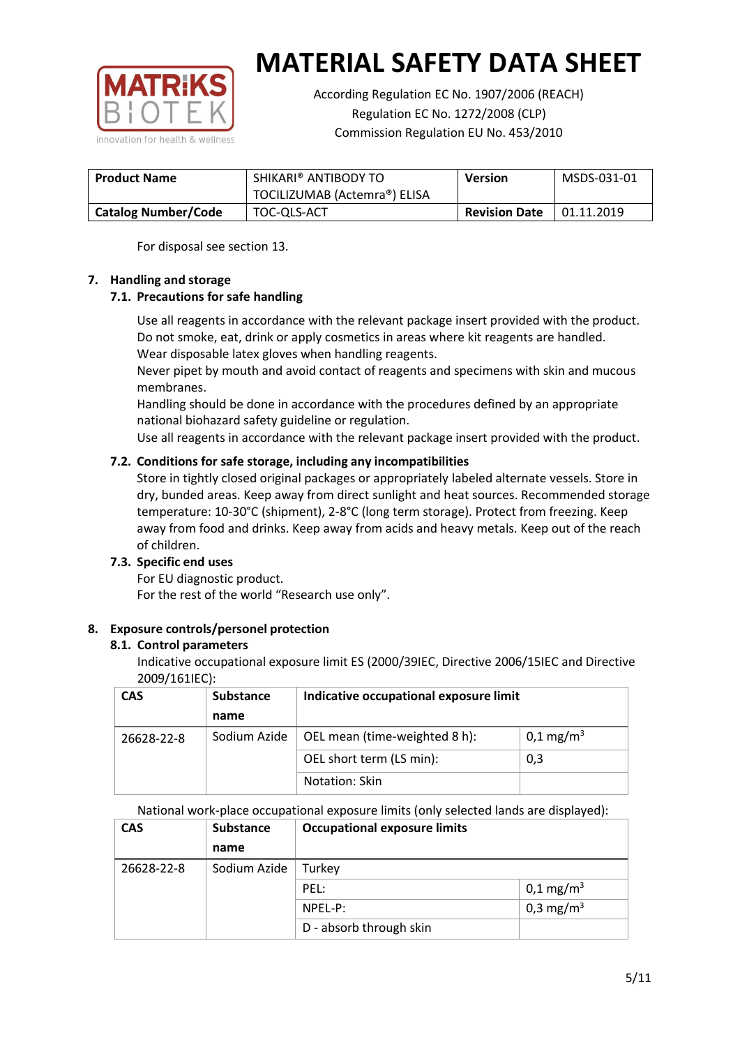For disposal see section 13.

## 7. Handling and storage

### 7.1. Precautions for safe handling

Use all reagents in accordance with the relevant package insert provided with the product.
Do not smoke, eat, drink or apply cosmetics in areas where kit reagents are handled.
Wear disposable latex gloves when handling reagents.
Never pipet by mouth and avoid contact of reagents and specimens with skin and mucous membranes.
Handling should be done in accordance with the procedures defined by an appropriate national biohazard safety guideline or regulation.
Use all reagents in accordance with the relevant package insert provided with the product.

### 7.2. Conditions for safe storage, including any incompatibilities

Store in tightly closed original packages or appropriately labeled alternate vessels. Store in dry, bunded areas. Keep away from direct sunlight and heat sources. Recommended storage temperature: 10-30°C (shipment), 2-8°C (long term storage). Protect from freezing. Keep away from food and drinks. Keep away from acids and heavy metals. Keep out of the reach of children.

### 7.3. Specific end uses

For EU diagnostic product.
For the rest of the world "Research use only".

## 8. Exposure controls/personel protection

### 8.1. Control parameters

Indicative occupational exposure limit ES (2000/39IEC, Directive 2006/15IEC and Directive 2009/161IEC):

| CAS | Substance name | Indicative occupational exposure limit | |
|---|---|---|---|
| 26628-22-8 | Sodium Azide | OEL mean (time-weighted 8 h): | 0,1 mg/m$^3$ |
| | | OEL short term (LS min): | 0,3 |
| | | Notation: Skin | |

National work-place occupational exposure limits (only selected lands are displayed):

| CAS | Substance name | Occupational exposure limits | |
|---|---|---|---|
| 26628-22-8 | Sodium Azide | Turkey | |
| | | PEL: | 0,1 mg/m$^3$ |
| | | NPEL-P: | 0,3 mg/m$^3$ |
| | | D - absorb through skin | |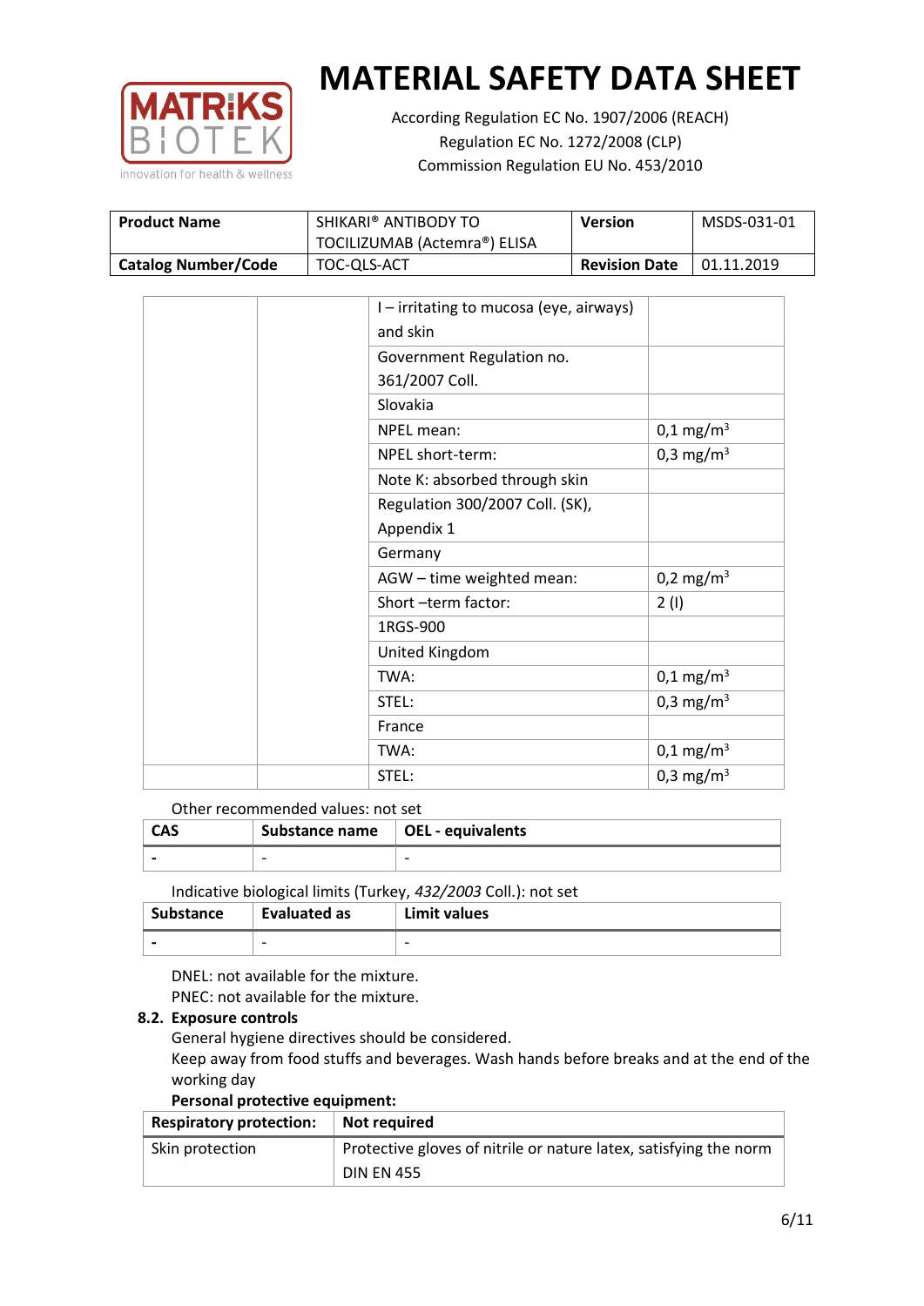# MATERIAL SAFETY DATA SHEET

According Regulation EC No. 1907/2006 (REACH)
Regulation EC No. 1272/2008 (CLP)
Commission Regulation EU No. 453/2010

| **Product Name** | SHIKARI® ANTIBODY TO TOCILIZUMAB (Actemra®) ELISA | **Version** | MSDS-031-01 |
|---|---|---|---|
| **Catalog Number/Code** | TOC-QLS-ACT | **Revision Date** | 01.11.2019 |

| | | | |
|---|---|---|---|
| | | I – irritating to mucosa (eye, airways) and skin | |
| | | Government Regulation no. 361/2007 Coll. | |
| | | Slovakia | |
| | | NPEL mean: | 0,1 mg/m³ |
| | | NPEL short-term: | 0,3 mg/m³ |
| | | Note K: absorbed through skin | |
| | | Regulation 300/2007 Coll. (SK), Appendix 1 | |
| | | Germany | |
| | | AGW – time weighted mean: | 0,2 mg/m³ |
| | | Short –term factor: | 2 (I) |
| | | 1RGS-900 | |
| | | United Kingdom | |
| | | TWA: | 0,1 mg/m³ |
| | | STEL: | 0,3 mg/m³ |
| | | France | |
| | | TWA: | 0,1 mg/m³ |
| | | STEL: | 0,3 mg/m³ |

Other recommended values: not set

| CAS | Substance name | OEL - equivalents |
|---|---|---|
| - | - | - |

Indicative biological limits (Turkey, *432/2003* Coll.): not set

| Substance | Evaluated as | Limit values |
|---|---|---|
| - | - | - |

DNEL: not available for the mixture.
PNEC: not available for the mixture.

**8.2. Exposure controls**

General hygiene directives should be considered.
Keep away from food stuffs and beverages. Wash hands before breaks and at the end of the working day

**Personal protective equipment:**

| **Respiratory protection:** | **Not required** |
|---|---|
| Skin protection | Protective gloves of nitrile or nature latex, satisfying the norm DIN EN 455 |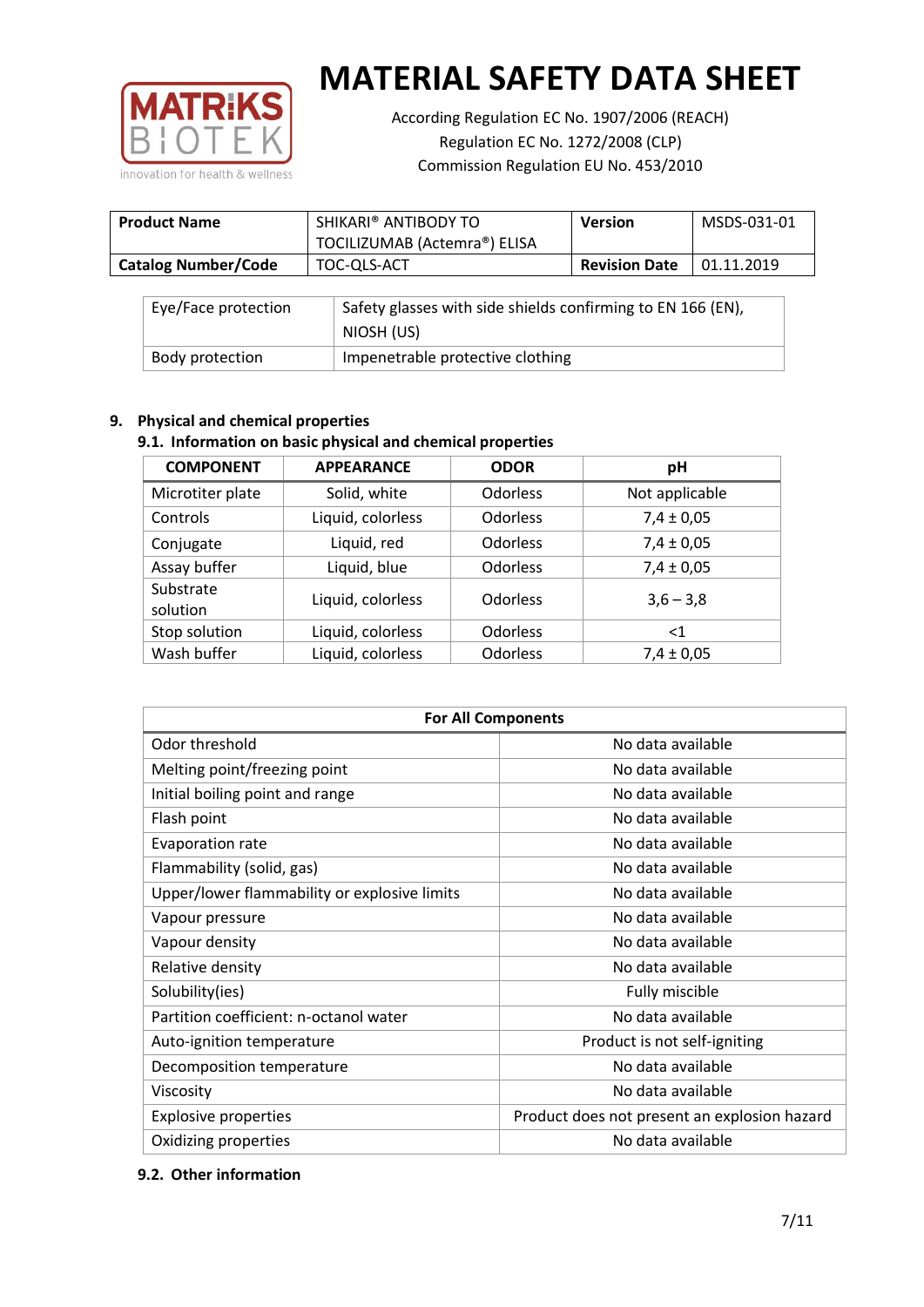# MATERIAL SAFETY DATA SHEET

According Regulation EC No. 1907/2006 (REACH)
Regulation EC No. 1272/2008 (CLP)
Commission Regulation EU No. 453/2010

| **Product Name** | SHIKARI® ANTIBODY TO TOCILIZUMAB (Actemra®) ELISA | **Version** | MSDS-031-01 |
|---|---|---|---|
| **Catalog Number/Code** | TOC-QLS-ACT | **Revision Date** | 01.11.2019 |

| Eye/Face protection | Safety glasses with side shields confirming to EN 166 (EN), NIOSH (US) |
|---|---|
| Body protection | Impenetrable protective clothing |

## 9. Physical and chemical properties

### 9.1. Information on basic physical and chemical properties

| COMPONENT | APPEARANCE | ODOR | pH |
|---|---|---|---|
| Microtiter plate | Solid, white | Odorless | Not applicable |
| Controls | Liquid, colorless | Odorless | 7,4 ± 0,05 |
| Conjugate | Liquid, red | Odorless | 7,4 ± 0,05 |
| Assay buffer | Liquid, blue | Odorless | 7,4 ± 0,05 |
| Substrate solution | Liquid, colorless | Odorless | 3,6 – 3,8 |
| Stop solution | Liquid, colorless | Odorless | <1 |
| Wash buffer | Liquid, colorless | Odorless | 7,4 ± 0,05 |

| For All Components | |
|---|---|
| Odor threshold | No data available |
| Melting point/freezing point | No data available |
| Initial boiling point and range | No data available |
| Flash point | No data available |
| Evaporation rate | No data available |
| Flammability (solid, gas) | No data available |
| Upper/lower flammability or explosive limits | No data available |
| Vapour pressure | No data available |
| Vapour density | No data available |
| Relative density | No data available |
| Solubility(ies) | Fully miscible |
| Partition coefficient: n-octanol water | No data available |
| Auto-ignition temperature | Product is not self-igniting |
| Decomposition temperature | No data available |
| Viscosity | No data available |
| Explosive properties | Product does not present an explosion hazard |
| Oxidizing properties | No data available |

### 9.2. Other information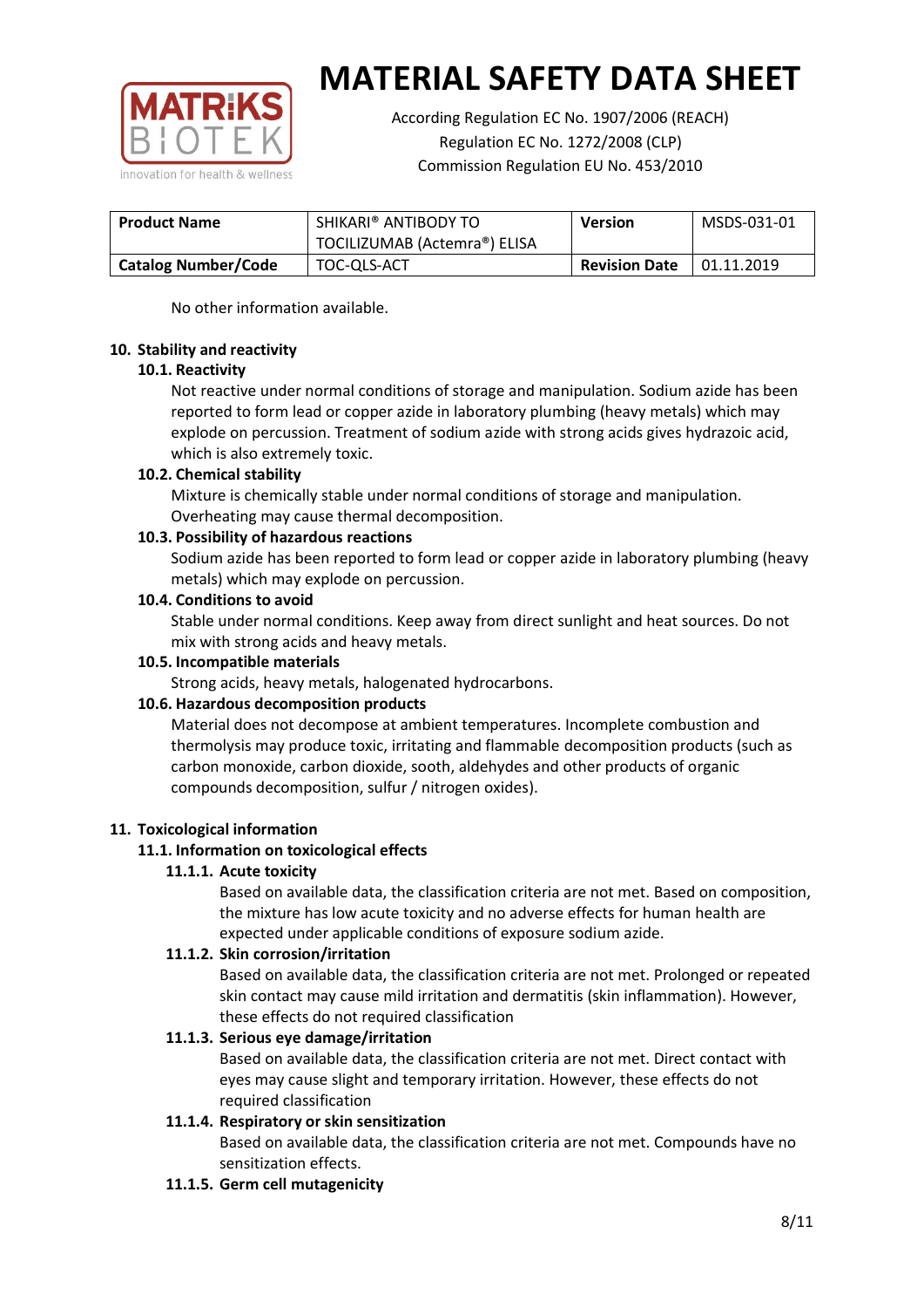No other information available.

## 10. Stability and reactivity

### 10.1. Reactivity

Not reactive under normal conditions of storage and manipulation. Sodium azide has been reported to form lead or copper azide in laboratory plumbing (heavy metals) which may explode on percussion. Treatment of sodium azide with strong acids gives hydrazoic acid, which is also extremely toxic.

### 10.2. Chemical stability

Mixture is chemically stable under normal conditions of storage and manipulation. Overheating may cause thermal decomposition.

### 10.3. Possibility of hazardous reactions

Sodium azide has been reported to form lead or copper azide in laboratory plumbing (heavy metals) which may explode on percussion.

### 10.4. Conditions to avoid

Stable under normal conditions. Keep away from direct sunlight and heat sources. Do not mix with strong acids and heavy metals.

### 10.5. Incompatible materials

Strong acids, heavy metals, halogenated hydrocarbons.

### 10.6. Hazardous decomposition products

Material does not decompose at ambient temperatures. Incomplete combustion and thermolysis may produce toxic, irritating and flammable decomposition products (such as carbon monoxide, carbon dioxide, sooth, aldehydes and other products of organic compounds decomposition, sulfur / nitrogen oxides).

## 11. Toxicological information

### 11.1. Information on toxicological effects

#### 11.1.1. Acute toxicity

Based on available data, the classification criteria are not met. Based on composition, the mixture has low acute toxicity and no adverse effects for human health are expected under applicable conditions of exposure sodium azide.

#### 11.1.2. Skin corrosion/irritation

Based on available data, the classification criteria are not met. Prolonged or repeated skin contact may cause mild irritation and dermatitis (skin inflammation). However, these effects do not required classification

#### 11.1.3. Serious eye damage/irritation

Based on available data, the classification criteria are not met. Direct contact with eyes may cause slight and temporary irritation. However, these effects do not required classification

#### 11.1.4. Respiratory or skin sensitization

Based on available data, the classification criteria are not met. Compounds have no sensitization effects.

#### 11.1.5. Germ cell mutagenicity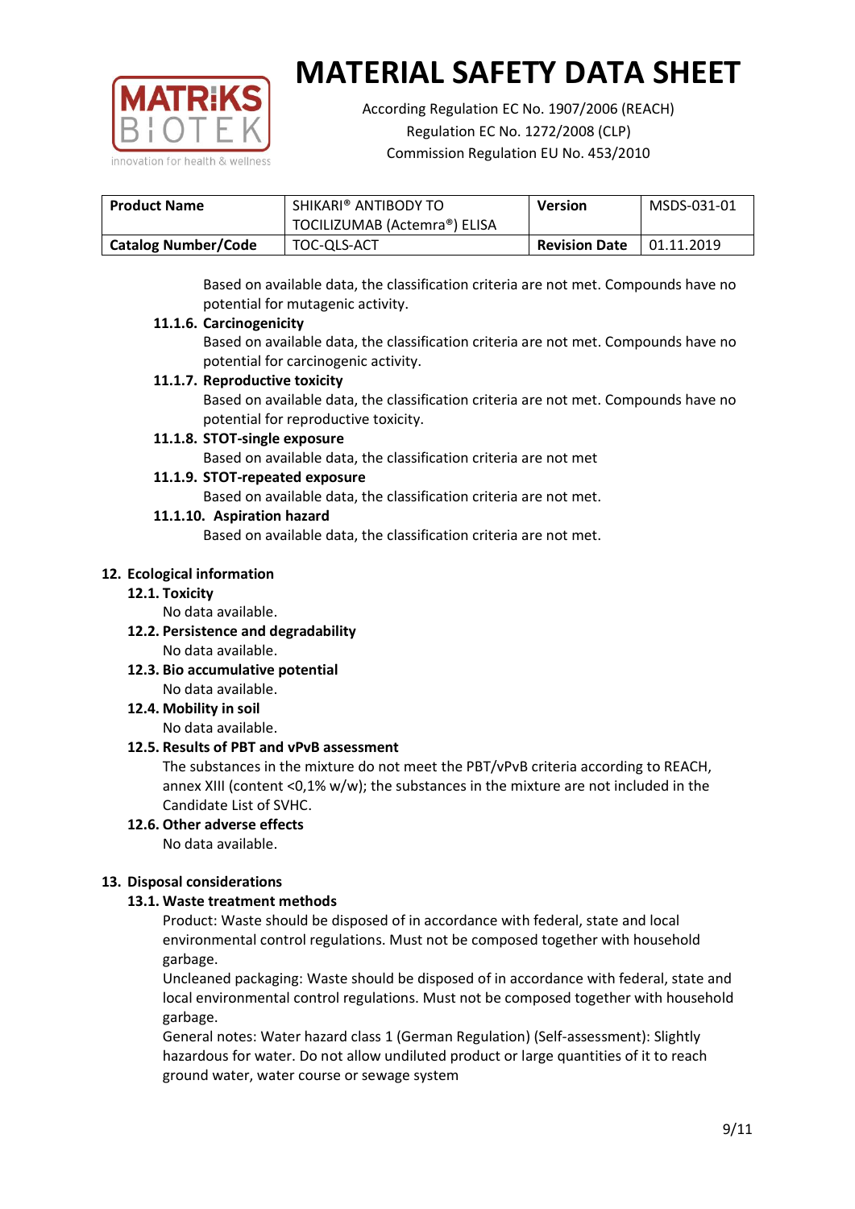Based on available data, the classification criteria are not met. Compounds have no potential for mutagenic activity.

**11.1.6. Carcinogenicity**

Based on available data, the classification criteria are not met. Compounds have no potential for carcinogenic activity.

**11.1.7. Reproductive toxicity**

Based on available data, the classification criteria are not met. Compounds have no potential for reproductive toxicity.

**11.1.8. STOT-single exposure**

Based on available data, the classification criteria are not met

**11.1.9. STOT-repeated exposure**

Based on available data, the classification criteria are not met.

**11.1.10. Aspiration hazard**

Based on available data, the classification criteria are not met.

## 12. Ecological information

### 12.1. Toxicity

No data available.

### 12.2. Persistence and degradability

No data available.

### 12.3. Bio accumulative potential

No data available.

### 12.4. Mobility in soil

No data available.

### 12.5. Results of PBT and vPvB assessment

The substances in the mixture do not meet the PBT/vPvB criteria according to REACH, annex XIII (content <0,1% w/w); the substances in the mixture are not included in the Candidate List of SVHC.

### 12.6. Other adverse effects

No data available.

## 13. Disposal considerations

### 13.1. Waste treatment methods

Product: Waste should be disposed of in accordance with federal, state and local environmental control regulations. Must not be composed together with household garbage.

Uncleaned packaging: Waste should be disposed of in accordance with federal, state and local environmental control regulations. Must not be composed together with household garbage.

General notes: Water hazard class 1 (German Regulation) (Self-assessment): Slightly hazardous for water. Do not allow undiluted product or large quantities of it to reach ground water, water course or sewage system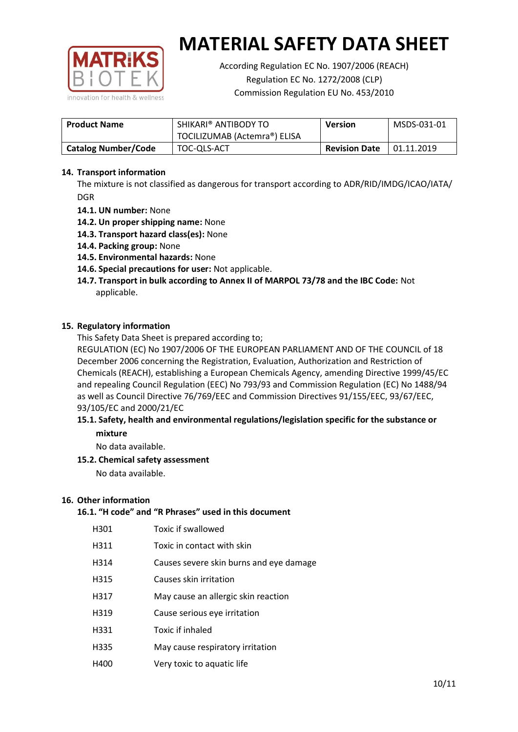# MATERIAL SAFETY DATA SHEET

According Regulation EC No. 1907/2006 (REACH)
Regulation EC No. 1272/2008 (CLP)
Commission Regulation EU No. 453/2010

| **Product Name** | SHIKARI® ANTIBODY TO TOCILIZUMAB (Actemra®) ELISA | **Version** | MSDS-031-01 |
|---|---|---|---|
| **Catalog Number/Code** | TOC-QLS-ACT | **Revision Date** | 01.11.2019 |

## 14. Transport information

The mixture is not classified as dangerous for transport according to ADR/RID/IMDG/ICAO/IATA/DGR

- **14.1. UN number:** None
- **14.2. Un proper shipping name:** None
- **14.3. Transport hazard class(es):** None
- **14.4. Packing group:** None
- **14.5. Environmental hazards:** None
- **14.6. Special precautions for user:** Not applicable.
- **14.7. Transport in bulk according to Annex II of MARPOL 73/78 and the IBC Code:** Not applicable.

## 15. Regulatory information

This Safety Data Sheet is prepared according to;
REGULATION (EC) No 1907/2006 OF THE EUROPEAN PARLIAMENT AND OF THE COUNCIL of 18 December 2006 concerning the Registration, Evaluation, Authorization and Restriction of Chemicals (REACH), establishing a European Chemicals Agency, amending Directive 1999/45/EC and repealing Council Regulation (EEC) No 793/93 and Commission Regulation (EC) No 1488/94 as well as Council Directive 76/769/EEC and Commission Directives 91/155/EEC, 93/67/EEC, 93/105/EC and 2000/21/EC

### 15.1. Safety, health and environmental regulations/legislation specific for the substance or mixture

No data available.

### 15.2. Chemical safety assessment

No data available.

## 16. Other information

### 16.1. "H code" and "R Phrases" used in this document

| | |
|---|---|
| H301 | Toxic if swallowed |
| H311 | Toxic in contact with skin |
| H314 | Causes severe skin burns and eye damage |
| H315 | Causes skin irritation |
| H317 | May cause an allergic skin reaction |
| H319 | Cause serious eye irritation |
| H331 | Toxic if inhaled |
| H335 | May cause respiratory irritation |
| H400 | Very toxic to aquatic life |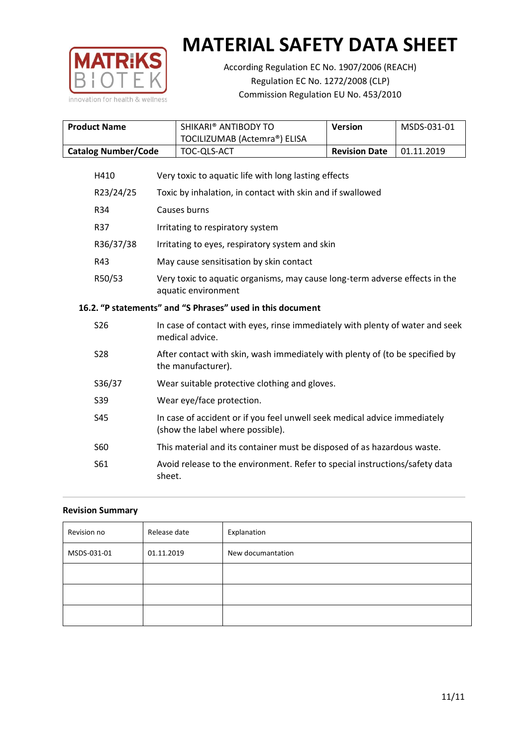# MATERIAL SAFETY DATA SHEET

According Regulation EC No. 1907/2006 (REACH)
Regulation EC No. 1272/2008 (CLP)
Commission Regulation EU No. 453/2010

| **Product Name** | SHIKARI® ANTIBODY TO TOCILIZUMAB (Actemra®) ELISA | **Version** | MSDS-031-01 |
|---|---|---|---|
| **Catalog Number/Code** | TOC-QLS-ACT | **Revision Date** | 01.11.2019 |

| | |
|---|---|
| H410 | Very toxic to aquatic life with long lasting effects |
| R23/24/25 | Toxic by inhalation, in contact with skin and if swallowed |
| R34 | Causes burns |
| R37 | Irritating to respiratory system |
| R36/37/38 | Irritating to eyes, respiratory system and skin |
| R43 | May cause sensitisation by skin contact |
| R50/53 | Very toxic to aquatic organisms, may cause long-term adverse effects in the aquatic environment |

### 16.2. "P statements" and "S Phrases" used in this document

| | |
|---|---|
| S26 | In case of contact with eyes, rinse immediately with plenty of water and seek medical advice. |
| S28 | After contact with skin, wash immediately with plenty of (to be specified by the manufacturer). |
| S36/37 | Wear suitable protective clothing and gloves. |
| S39 | Wear eye/face protection. |
| S45 | In case of accident or if you feel unwell seek medical advice immediately (show the label where possible). |
| S60 | This material and its container must be disposed of as hazardous waste. |
| S61 | Avoid release to the environment. Refer to special instructions/safety data sheet. |

---

**Revision Summary**

| Revision no | Release date | Explanation |
|---|---|---|
| MSDS-031-01 | 01.11.2019 | New documantation |
| | | |
| | | |
| | | |